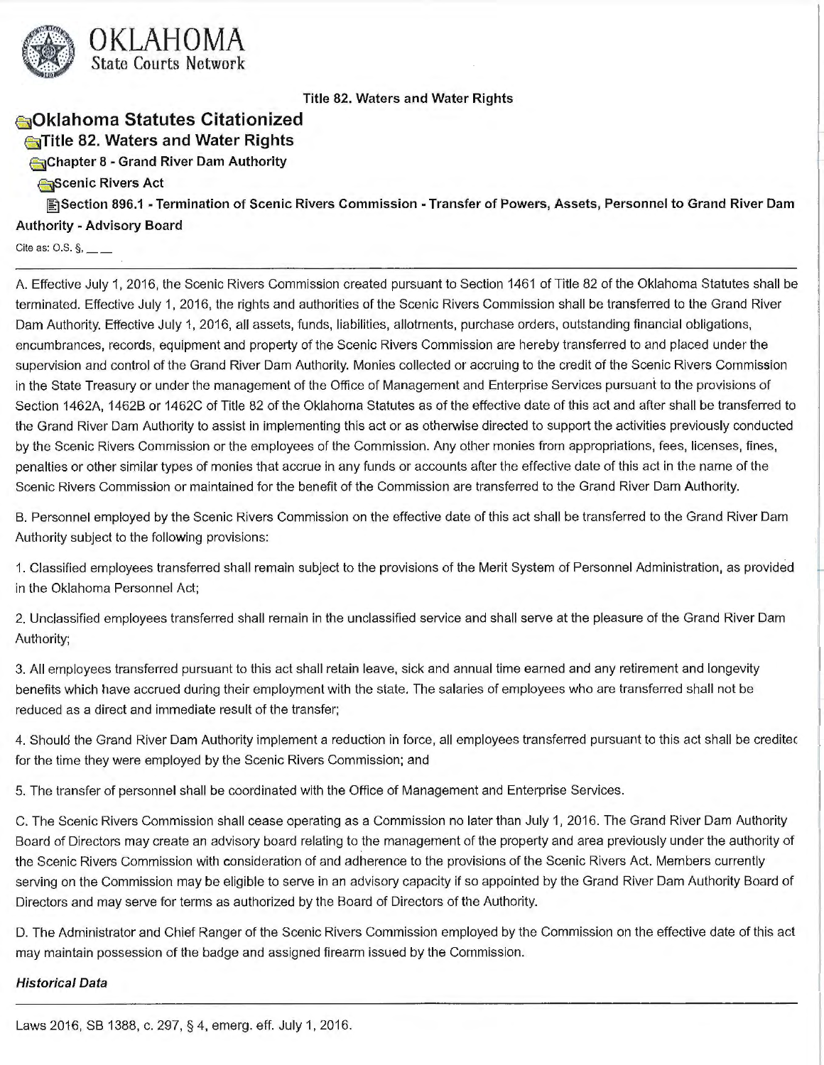# OKLAHOMA
State Courts Network

**Title 82. Waters and Water Rights**

## Oklahoma Statutes Citationized

### Title 82. Waters and Water Rights

#### Chapter 8 - Grand River Dam Authority

##### Scenic Rivers Act

**Section 896.1 - Termination of Scenic Rivers Commission - Transfer of Powers, Assets, Personnel to Grand River Dam Authority - Advisory Board**

Cite as: O.S. §, __ __

---

A. Effective July 1, 2016, the Scenic Rivers Commission created pursuant to Section 1461 of Title 82 of the Oklahoma Statutes shall be terminated. Effective July 1, 2016, the rights and authorities of the Scenic Rivers Commission shall be transferred to the Grand River Dam Authority. Effective July 1, 2016, all assets, funds, liabilities, allotments, purchase orders, outstanding financial obligations, encumbrances, records, equipment and property of the Scenic Rivers Commission are hereby transferred to and placed under the supervision and control of the Grand River Dam Authority. Monies collected or accruing to the credit of the Scenic Rivers Commission in the State Treasury or under the management of the Office of Management and Enterprise Services pursuant to the provisions of Section 1462A, 1462B or 1462C of Title 82 of the Oklahoma Statutes as of the effective date of this act and after shall be transferred to the Grand River Dam Authority to assist in implementing this act or as otherwise directed to support the activities previously conducted by the Scenic Rivers Commission or the employees of the Commission. Any other monies from appropriations, fees, licenses, fines, penalties or other similar types of monies that accrue in any funds or accounts after the effective date of this act in the name of the Scenic Rivers Commission or maintained for the benefit of the Commission are transferred to the Grand River Dam Authority.

B. Personnel employed by the Scenic Rivers Commission on the effective date of this act shall be transferred to the Grand River Dam Authority subject to the following provisions:

1. Classified employees transferred shall remain subject to the provisions of the Merit System of Personnel Administration, as provided in the Oklahoma Personnel Act;

2. Unclassified employees transferred shall remain in the unclassified service and shall serve at the pleasure of the Grand River Dam Authority;

3. All employees transferred pursuant to this act shall retain leave, sick and annual time earned and any retirement and longevity benefits which have accrued during their employment with the state. The salaries of employees who are transferred shall not be reduced as a direct and immediate result of the transfer;

4. Should the Grand River Dam Authority implement a reduction in force, all employees transferred pursuant to this act shall be credited for the time they were employed by the Scenic Rivers Commission; and

5. The transfer of personnel shall be coordinated with the Office of Management and Enterprise Services.

C. The Scenic Rivers Commission shall cease operating as a Commission no later than July 1, 2016. The Grand River Dam Authority Board of Directors may create an advisory board relating to the management of the property and area previously under the authority of the Scenic Rivers Commission with consideration of and adherence to the provisions of the Scenic Rivers Act. Members currently serving on the Commission may be eligible to serve in an advisory capacity if so appointed by the Grand River Dam Authority Board of Directors and may serve for terms as authorized by the Board of Directors of the Authority.

D. The Administrator and Chief Ranger of the Scenic Rivers Commission employed by the Commission on the effective date of this act may maintain possession of the badge and assigned firearm issued by the Commission.

***Historical Data***

---

Laws 2016, SB 1388, c. 297, § 4, emerg. eff. July 1, 2016.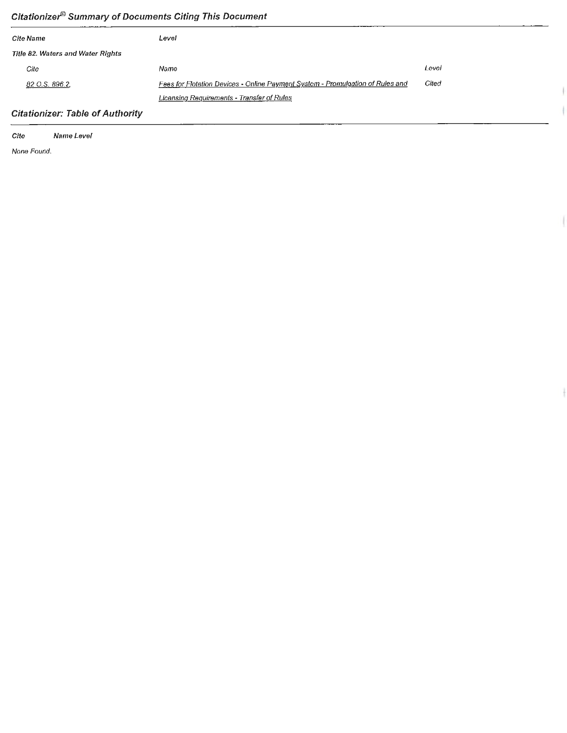## *Citationizer® Summary of Documents Citing This Document*

| *Cite Name* | *Level* | |
|---|---|---|
| ***Title 82. Waters and Water Rights*** | | |
| *Cite* | *Name* | *Level* |
| *82 O.S. 896.2,* | *Fees for Flotation Devices - Online Payment System - Promulgation of Rules and Licensing Requirements - Transfer of Rules* | *Cited* |

## *Citationizer: Table of Authority*

| *Cite* | *Name* | *Level* |
|---|---|---|
| *None Found.* | | |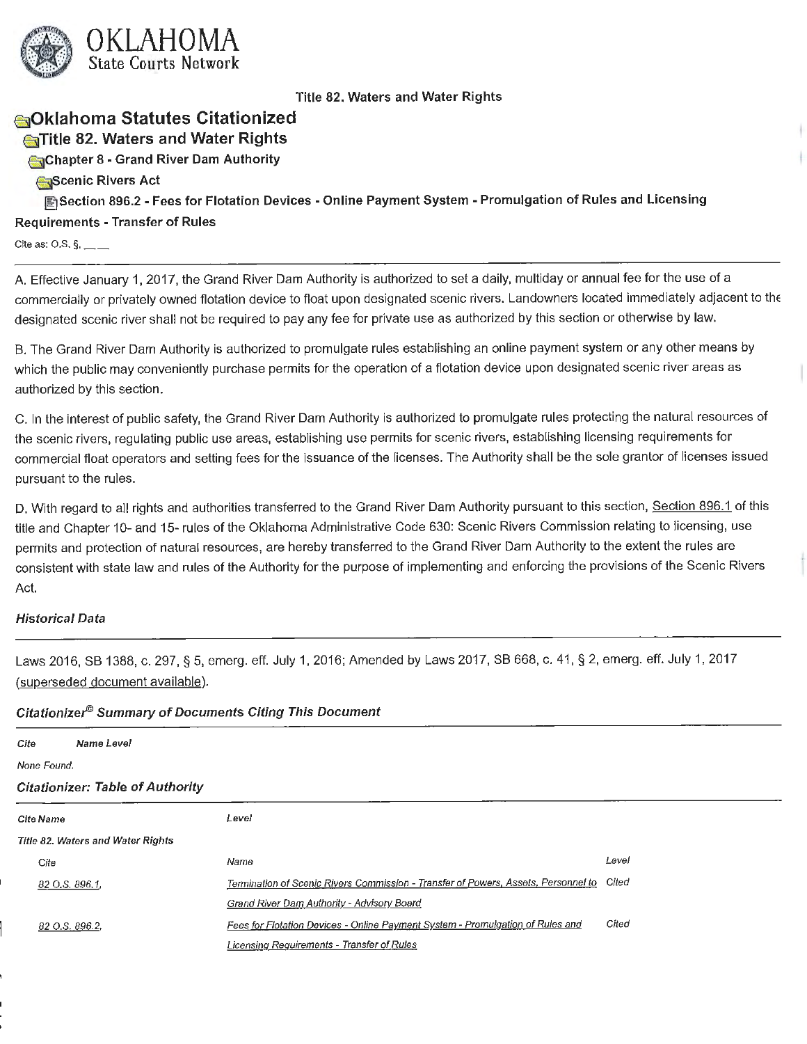OKLAHOMA
State Courts Network

Title 82. Waters and Water Rights

# Oklahoma Statutes Citationized

## Title 82. Waters and Water Rights

### Chapter 8 - Grand River Dam Authority

#### Scenic Rivers Act

##### Section 896.2 - Fees for Flotation Devices - Online Payment System - Promulgation of Rules and Licensing Requirements - Transfer of Rules

Cite as: O.S. §, __ __

A. Effective January 1, 2017, the Grand River Dam Authority is authorized to set a daily, multiday or annual fee for the use of a commercially or privately owned flotation device to float upon designated scenic rivers. Landowners located immediately adjacent to the designated scenic river shall not be required to pay any fee for private use as authorized by this section or otherwise by law.

B. The Grand River Dam Authority is authorized to promulgate rules establishing an online payment system or any other means by which the public may conveniently purchase permits for the operation of a flotation device upon designated scenic river areas as authorized by this section.

C. In the interest of public safety, the Grand River Dam Authority is authorized to promulgate rules protecting the natural resources of the scenic rivers, regulating public use areas, establishing use permits for scenic rivers, establishing licensing requirements for commercial float operators and setting fees for the issuance of the licenses. The Authority shall be the sole grantor of licenses issued pursuant to the rules.

D. With regard to all rights and authorities transferred to the Grand River Dam Authority pursuant to this section, Section 896.1 of this title and Chapter 10- and 15- rules of the Oklahoma Administrative Code 630: Scenic Rivers Commission relating to licensing, use permits and protection of natural resources, are hereby transferred to the Grand River Dam Authority to the extent the rules are consistent with state law and rules of the Authority for the purpose of implementing and enforcing the provisions of the Scenic Rivers Act.

***Historical Data***

Laws 2016, SB 1388, c. 297, § 5, emerg. eff. July 1, 2016; Amended by Laws 2017, SB 668, c. 41, § 2, emerg. eff. July 1, 2017 (superseded document available).

***Citationizer© Summary of Documents Citing This Document***

| Cite | Name | Level |
|---|---|---|
| None Found. | | |

***Citationizer: Table of Authority***

| Cite Name | Level | |
|---|---|---|
| *Title 82. Waters and Water Rights* | | |
| Cite | Name | Level |
| 82 O.S. 896.1, | Termination of Scenic Rivers Commission - Transfer of Powers, Assets, Personnel to Grand River Dam Authority - Advisory Board | Cited |
| 82 O.S. 896.2, | Fees for Flotation Devices - Online Payment System - Promulgation of Rules and Licensing Requirements - Transfer of Rules | Cited |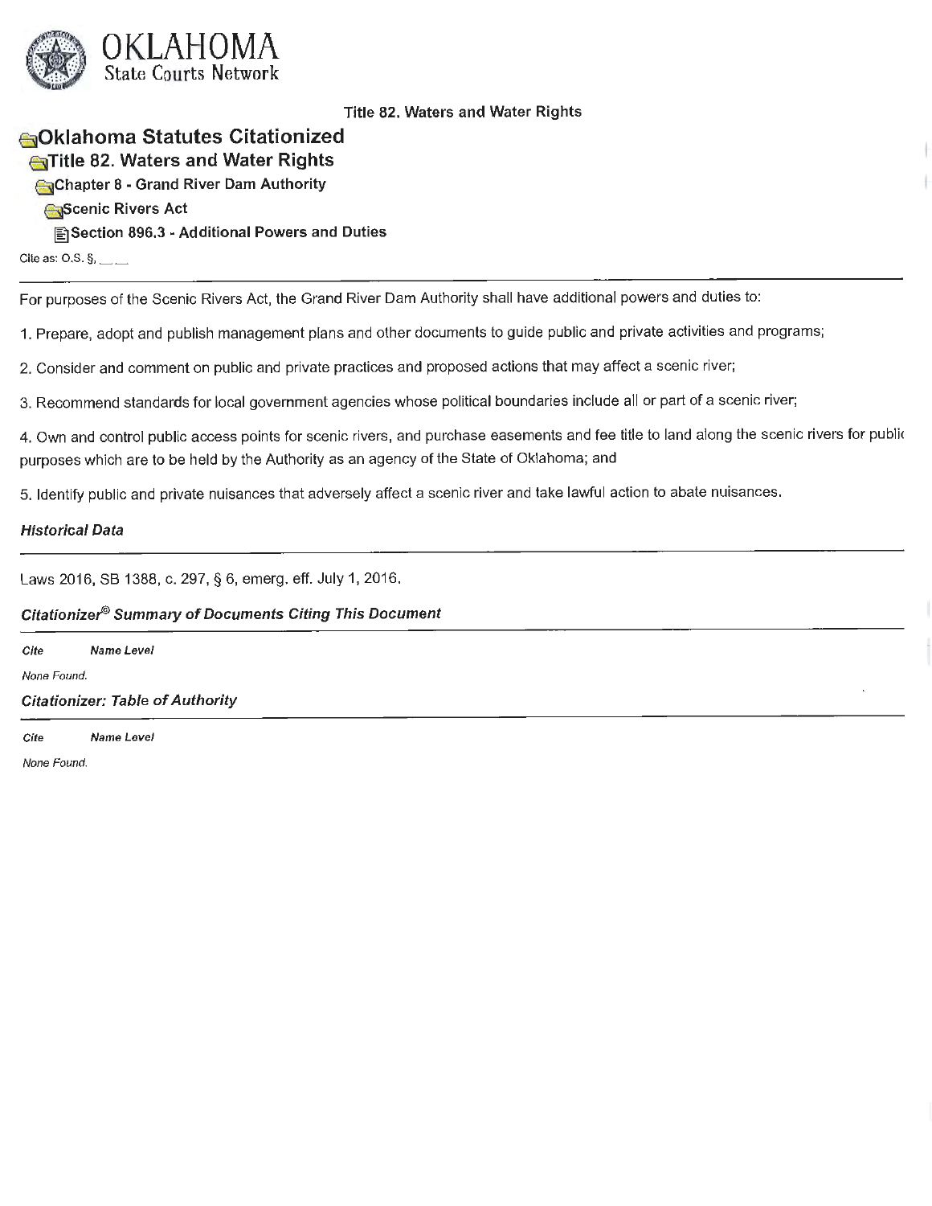# OKLAHOMA
State Courts Network

Title 82. Waters and Water Rights

## Oklahoma Statutes Citationized

### Title 82. Waters and Water Rights

#### Chapter 8 - Grand River Dam Authority

##### Scenic Rivers Act

###### Section 896.3 - Additional Powers and Duties

Cite as: O.S. §, __ __

---

For purposes of the Scenic Rivers Act, the Grand River Dam Authority shall have additional powers and duties to:

1. Prepare, adopt and publish management plans and other documents to guide public and private activities and programs;

2. Consider and comment on public and private practices and proposed actions that may affect a scenic river;

3. Recommend standards for local government agencies whose political boundaries include all or part of a scenic river;

4. Own and control public access points for scenic rivers, and purchase easements and fee title to land along the scenic rivers for public purposes which are to be held by the Authority as an agency of the State of Oklahoma; and

5. Identify public and private nuisances that adversely affect a scenic river and take lawful action to abate nuisances.

***Historical Data***

---

Laws 2016, SB 1388, c. 297, § 6, emerg. eff. July 1, 2016.

***Citationizer® Summary of Documents Citing This Document***

---

| *Cite* | *Name* | *Level* |
|---|---|---|

*None Found.*

***Citationizer: Table of Authority***

---

| *Cite* | *Name* | *Level* |
|---|---|---|

*None Found.*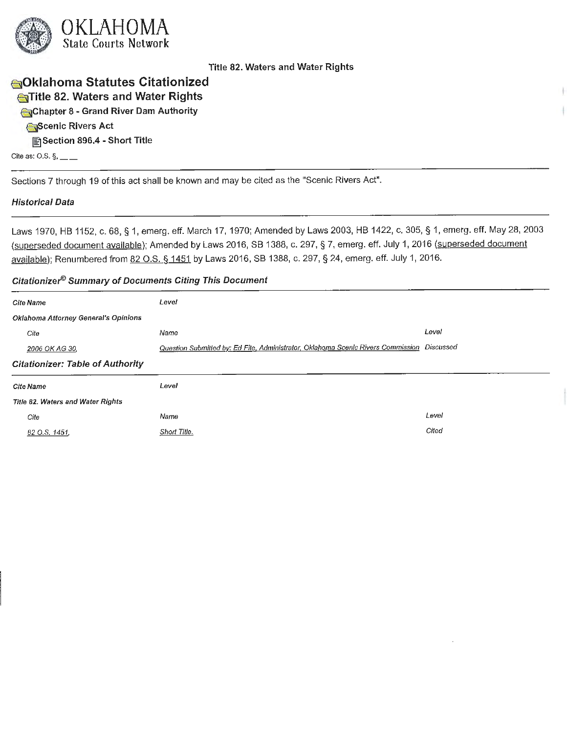OKLAHOMA
State Courts Network

Title 82. Waters and Water Rights

# Oklahoma Statutes Citationized

## Title 82. Waters and Water Rights

### Chapter 8 - Grand River Dam Authority

### Scenic Rivers Act

#### Section 896.4 - Short Title

Cite as: O.S. §, __ __

---

Sections 7 through 19 of this act shall be known and may be cited as the "Scenic Rivers Act".

***Historical Data***

---

Laws 1970, HB 1152, c. 68, § 1, emerg. eff. March 17, 1970; Amended by Laws 2003, HB 1422, c. 305, § 1, emerg. eff. May 28, 2003 (superseded document available); Amended by Laws 2016, SB 1388, c. 297, § 7, emerg. eff. July 1, 2016 (superseded document available); Renumbered from 82 O.S. § 1451 by Laws 2016, SB 1388, c. 297, § 24, emerg. eff. July 1, 2016.

***Citationizer© Summary of Documents Citing This Document***

| *Cite Name* | *Level* | |
|---|---|---|
| ***Oklahoma Attorney General's Opinions*** | | |
| *Cite* | *Name* | *Level* |
| 2006 OK AG 30, | Question Submitted by: Ed Fite, Administrator, Oklahoma Scenic Rivers Commission | Discussed |

***Citationizer: Table of Authority***

| *Cite Name* | *Level* | |
|---|---|---|
| ***Title 82. Waters and Water Rights*** | | |
| *Cite* | *Name* | *Level* |
| 82 O.S. 1451, | Short Title. | Cited |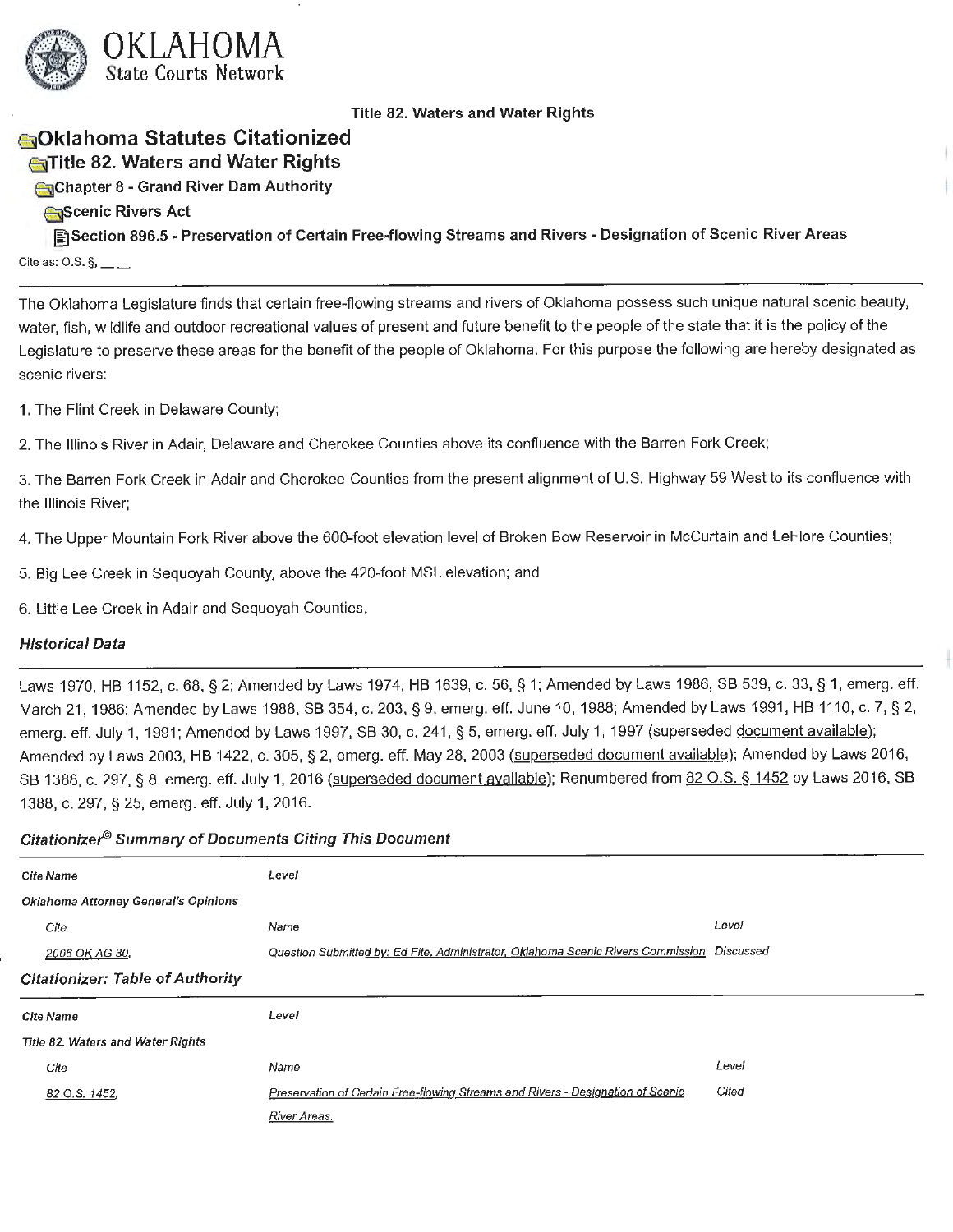OKLAHOMA
State Courts Network

Title 82. Waters and Water Rights

# Oklahoma Statutes Citationized

## Title 82. Waters and Water Rights

### Chapter 8 - Grand River Dam Authority

#### Scenic Rivers Act

##### Section 896.5 - Preservation of Certain Free-flowing Streams and Rivers - Designation of Scenic River Areas

Cite as: O.S. §, __ __

The Oklahoma Legislature finds that certain free-flowing streams and rivers of Oklahoma possess such unique natural scenic beauty, water, fish, wildlife and outdoor recreational values of present and future benefit to the people of the state that it is the policy of the Legislature to preserve these areas for the benefit of the people of Oklahoma. For this purpose the following are hereby designated as scenic rivers:

1. The Flint Creek in Delaware County;

2. The Illinois River in Adair, Delaware and Cherokee Counties above its confluence with the Barren Fork Creek;

3. The Barren Fork Creek in Adair and Cherokee Counties from the present alignment of U.S. Highway 59 West to its confluence with the Illinois River;

4. The Upper Mountain Fork River above the 600-foot elevation level of Broken Bow Reservoir in McCurtain and LeFlore Counties;

5. Big Lee Creek in Sequoyah County, above the 420-foot MSL elevation; and

6. Little Lee Creek in Adair and Sequoyah Counties.

### *Historical Data*

Laws 1970, HB 1152, c. 68, § 2; Amended by Laws 1974, HB 1639, c. 56, § 1; Amended by Laws 1986, SB 539, c. 33, § 1, emerg. eff. March 21, 1986; Amended by Laws 1988, SB 354, c. 203, § 9, emerg. eff. June 10, 1988; Amended by Laws 1991, HB 1110, c. 7, § 2, emerg. eff. July 1, 1991; Amended by Laws 1997, SB 30, c. 241, § 5, emerg. eff. July 1, 1997 (superseded document available); Amended by Laws 2003, HB 1422, c. 305, § 2, emerg. eff. May 28, 2003 (superseded document available); Amended by Laws 2016, SB 1388, c. 297, § 8, emerg. eff. July 1, 2016 (superseded document available); Renumbered from 82 O.S. § 1452 by Laws 2016, SB 1388, c. 297, § 25, emerg. eff. July 1, 2016.

### *Citationizer© Summary of Documents Citing This Document*

| Cite Name | Level | |
|---|---|---|
| *Oklahoma Attorney General's Opinions* | | |
| Cite | Name | Level |
| 2006 OK AG 30, | Question Submitted by: Ed Fite, Administrator, Oklahoma Scenic Rivers Commission | Discussed |

### *Citationizer: Table of Authority*

| Cite Name | Level | |
|---|---|---|
| *Title 82. Waters and Water Rights* | | |
| Cite | Name | Level |
| 82 O.S. 1452, | Preservation of Certain Free-flowing Streams and Rivers - Designation of Scenic River Areas. | Cited |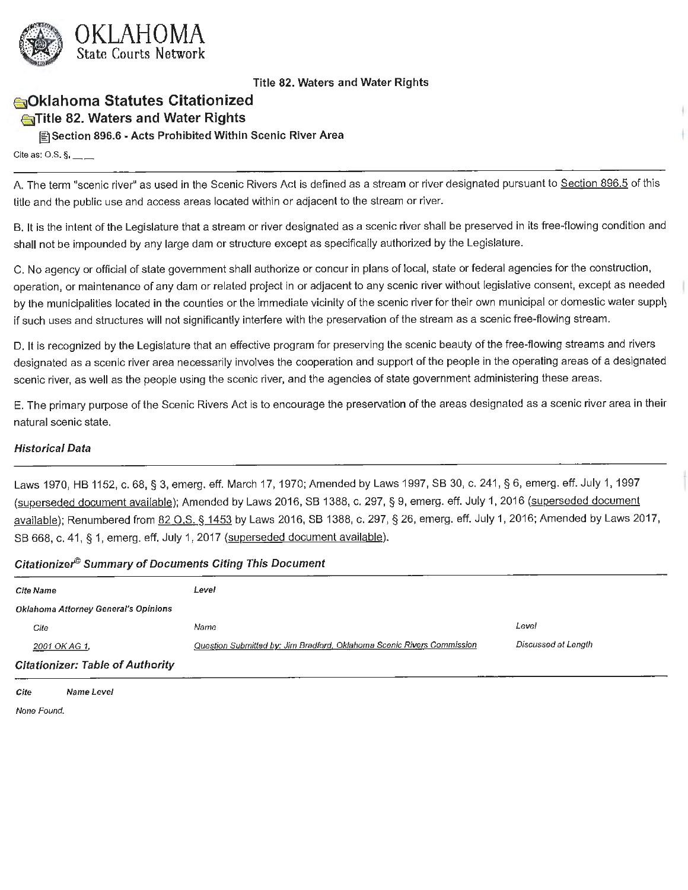# OKLAHOMA
State Courts Network

Title 82. Waters and Water Rights

## Oklahoma Statutes Citationized

### Title 82. Waters and Water Rights

#### Section 896.6 - Acts Prohibited Within Scenic River Area

Cite as: O.S. §, __ __

A. The term "scenic river" as used in the Scenic Rivers Act is defined as a stream or river designated pursuant to Section 896.5 of this title and the public use and access areas located within or adjacent to the stream or river.

B. It is the intent of the Legislature that a stream or river designated as a scenic river shall be preserved in its free-flowing condition and shall not be impounded by any large dam or structure except as specifically authorized by the Legislature.

C. No agency or official of state government shall authorize or concur in plans of local, state or federal agencies for the construction, operation, or maintenance of any dam or related project in or adjacent to any scenic river without legislative consent, except as needed by the municipalities located in the counties or the immediate vicinity of the scenic river for their own municipal or domestic water supply if such uses and structures will not significantly interfere with the preservation of the stream as a scenic free-flowing stream.

D. It is recognized by the Legislature that an effective program for preserving the scenic beauty of the free-flowing streams and rivers designated as a scenic river area necessarily involves the cooperation and support of the people in the operating areas of a designated scenic river, as well as the people using the scenic river, and the agencies of state government administering these areas.

E. The primary purpose of the Scenic Rivers Act is to encourage the preservation of the areas designated as a scenic river area in their natural scenic state.

### *Historical Data*

Laws 1970, HB 1152, c. 68, § 3, emerg. eff. March 17, 1970; Amended by Laws 1997, SB 30, c. 241, § 6, emerg. eff. July 1, 1997 (superseded document available); Amended by Laws 2016, SB 1388, c. 297, § 9, emerg. eff. July 1, 2016 (superseded document available); Renumbered from 82 O.S. § 1453 by Laws 2016, SB 1388, c. 297, § 26, emerg. eff. July 1, 2016; Amended by Laws 2017, SB 668, c. 41, § 1, emerg. eff. July 1, 2017 (superseded document available).

### *Citationizer© Summary of Documents Citing This Document*

| Cite Name | Level | |
|---|---|---|
| ***Oklahoma Attorney General's Opinions*** | | |
| Cite | Name | Level |
| 2001 OK AG 1, | Question Submitted by: Jim Bradford, Oklahoma Scenic Rivers Commission | Discussed at Length |

### *Citationizer: Table of Authority*

| Cite | Name | Level |
|---|---|---|

*None Found.*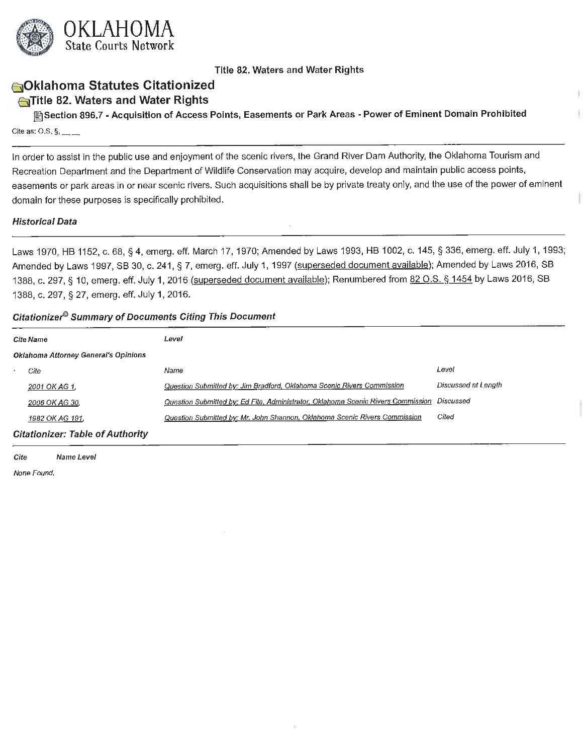**Title 82. Waters and Water Rights**

# Oklahoma Statutes Citationized

## Title 82. Waters and Water Rights

### Section 896.7 - Acquisition of Access Points, Easements or Park Areas - Power of Eminent Domain Prohibited

Cite as: O.S. §, __ __

---

In order to assist in the public use and enjoyment of the scenic rivers, the Grand River Dam Authority, the Oklahoma Tourism and Recreation Department and the Department of Wildlife Conservation may acquire, develop and maintain public access points, easements or park areas in or near scenic rivers. Such acquisitions shall be by private treaty only, and the use of the power of eminent domain for these purposes is specifically prohibited.

#### *Historical Data*

---

Laws 1970, HB 1152, c. 68, § 4, emerg. eff. March 17, 1970; Amended by Laws 1993, HB 1002, c. 145, § 336, emerg. eff. July 1, 1993; Amended by Laws 1997, SB 30, c. 241, § 7, emerg. eff. July 1, 1997 (superseded document available); Amended by Laws 2016, SB 1388, c. 297, § 10, emerg. eff. July 1, 2016 (superseded document available); Renumbered from 82 O.S. § 1454 by Laws 2016, SB 1388, c. 297, § 27, emerg. eff. July 1, 2016.

#### *Citationizer© Summary of Documents Citing This Document*

| *Cite Name* | *Level* | |
|---|---|---|
| ***Oklahoma Attorney General's Opinions*** | | |
| *Cite* | *Name* | *Level* |
| 2001 OK AG 1, | Question Submitted by: Jim Bradford, Oklahoma Scenic Rivers Commission | Discussed at Length |
| 2006 OK AG 30, | Question Submitted by: Ed Fite, Administrator, Oklahoma Scenic Rivers Commission | Discussed |
| 1982 OK AG 191, | Question Submitted by: Mr. John Shannon, Oklahoma Scenic Rivers Commission | Cited |

#### *Citationizer: Table of Authority*

| *Cite* | *Name Level* |
|---|---|
| *None Found.* | |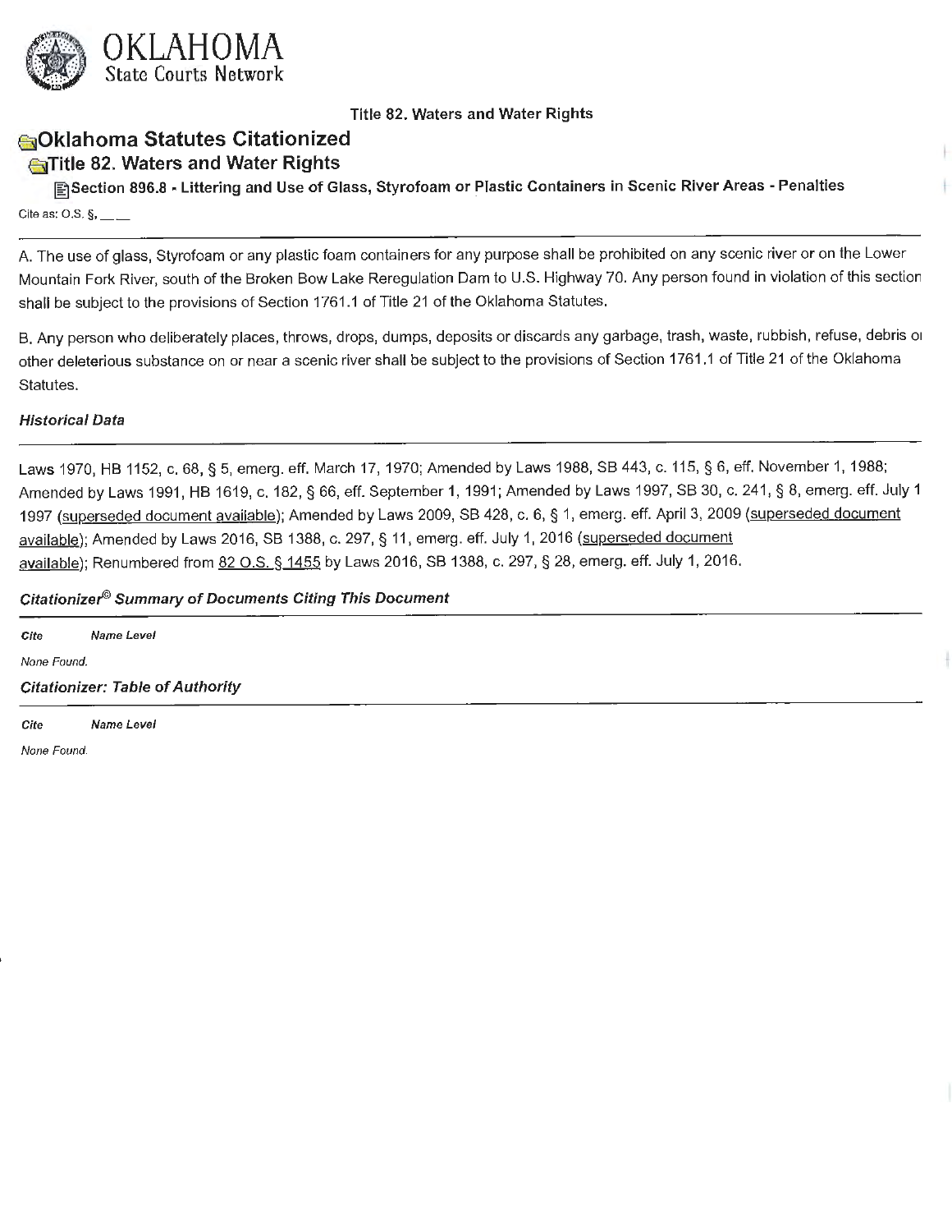OKLAHOMA
State Courts Network

Title 82. Waters and Water Rights

# Oklahoma Statutes Citationized

## Title 82. Waters and Water Rights

### Section 896.8 - Littering and Use of Glass, Styrofoam or Plastic Containers in Scenic River Areas - Penalties

Cite as: O.S. §, __ __

A. The use of glass, Styrofoam or any plastic foam containers for any purpose shall be prohibited on any scenic river or on the Lower Mountain Fork River, south of the Broken Bow Lake Reregulation Dam to U.S. Highway 70. Any person found in violation of this section shall be subject to the provisions of Section 1761.1 of Title 21 of the Oklahoma Statutes.

B. Any person who deliberately places, throws, drops, dumps, deposits or discards any garbage, trash, waste, rubbish, refuse, debris or other deleterious substance on or near a scenic river shall be subject to the provisions of Section 1761.1 of Title 21 of the Oklahoma Statutes.

#### *Historical Data*

Laws 1970, HB 1152, c. 68, § 5, emerg. eff. March 17, 1970; Amended by Laws 1988, SB 443, c. 115, § 6, eff. November 1, 1988; Amended by Laws 1991, HB 1619, c. 182, § 66, eff. September 1, 1991; Amended by Laws 1997, SB 30, c. 241, § 8, emerg. eff. July 1 1997 (superseded document available); Amended by Laws 2009, SB 428, c. 6, § 1, emerg. eff. April 3, 2009 (superseded document available); Amended by Laws 2016, SB 1388, c. 297, § 11, emerg. eff. July 1, 2016 (superseded document available); Renumbered from 82 O.S. § 1455 by Laws 2016, SB 1388, c. 297, § 28, emerg. eff. July 1, 2016.

#### *Citationizer© Summary of Documents Citing This Document*

| Cite | Name | Level |
|---|---|---|

*None Found.*

#### *Citationizer: Table of Authority*

| Cite | Name | Level |
|---|---|---|

*None Found.*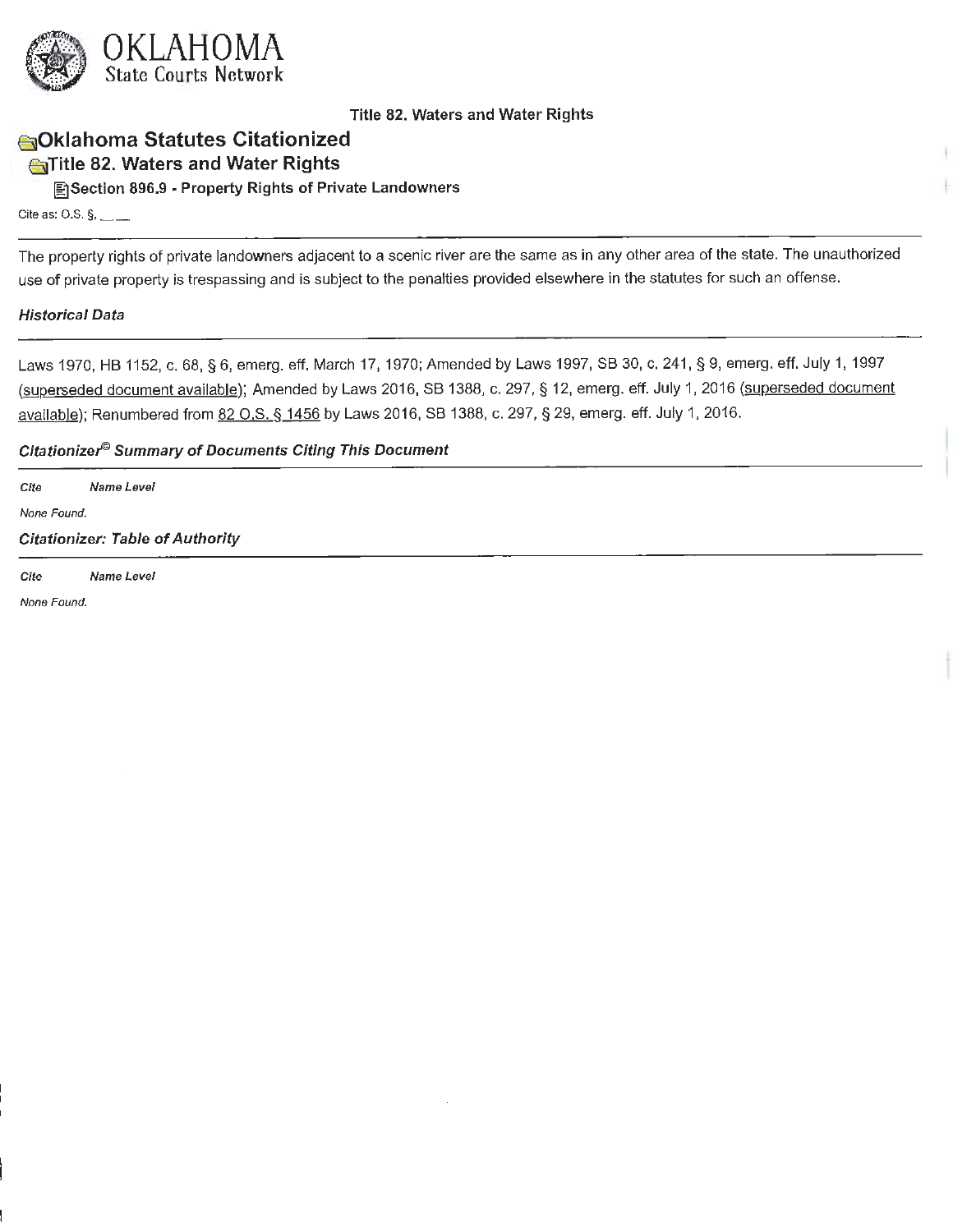OKLAHOMA
State Courts Network

Title 82. Waters and Water Rights

# Oklahoma Statutes Citationized

## Title 82. Waters and Water Rights

### Section 896.9 - Property Rights of Private Landowners

Cite as: O.S. §, __ __

The property rights of private landowners adjacent to a scenic river are the same as in any other area of the state. The unauthorized use of private property is trespassing and is subject to the penalties provided elsewhere in the statutes for such an offense.

#### *Historical Data*

Laws 1970, HB 1152, c. 68, § 6, emerg. eff. March 17, 1970; Amended by Laws 1997, SB 30, c. 241, § 9, emerg. eff. July 1, 1997 (superseded document available); Amended by Laws 2016, SB 1388, c. 297, § 12, emerg. eff. July 1, 2016 (superseded document available); Renumbered from 82 O.S. § 1456 by Laws 2016, SB 1388, c. 297, § 29, emerg. eff. July 1, 2016.

#### *Citationizer© Summary of Documents Citing This Document*

| Cite | Name | Level |
|---|---|---|

*None Found.*

#### *Citationizer: Table of Authority*

| Cite | Name | Level |
|---|---|---|

*None Found.*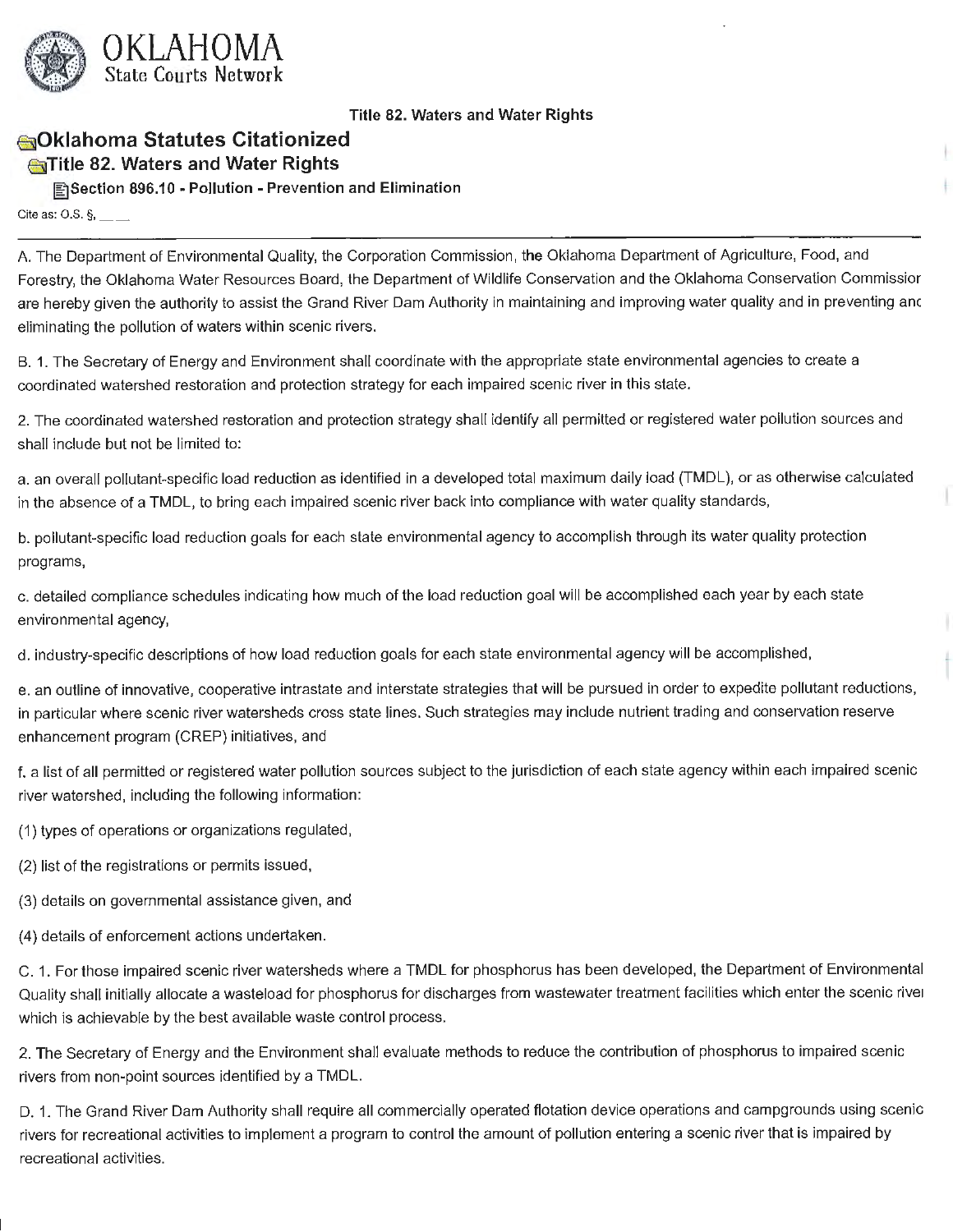Title 82. Waters and Water Rights

## Oklahoma Statutes Citationized

### Title 82. Waters and Water Rights

#### Section 896.10 - Pollution - Prevention and Elimination

Cite as: O.S. §, __ __

A. The Department of Environmental Quality, the Corporation Commission, the Oklahoma Department of Agriculture, Food, and Forestry, the Oklahoma Water Resources Board, the Department of Wildlife Conservation and the Oklahoma Conservation Commission are hereby given the authority to assist the Grand River Dam Authority in maintaining and improving water quality and in preventing and eliminating the pollution of waters within scenic rivers.

B. 1. The Secretary of Energy and Environment shall coordinate with the appropriate state environmental agencies to create a coordinated watershed restoration and protection strategy for each impaired scenic river in this state.

2. The coordinated watershed restoration and protection strategy shall identify all permitted or registered water pollution sources and shall include but not be limited to:

a. an overall pollutant-specific load reduction as identified in a developed total maximum daily load (TMDL), or as otherwise calculated in the absence of a TMDL, to bring each impaired scenic river back into compliance with water quality standards,

b. pollutant-specific load reduction goals for each state environmental agency to accomplish through its water quality protection programs,

c. detailed compliance schedules indicating how much of the load reduction goal will be accomplished each year by each state environmental agency,

d. industry-specific descriptions of how load reduction goals for each state environmental agency will be accomplished,

e. an outline of innovative, cooperative intrastate and interstate strategies that will be pursued in order to expedite pollutant reductions, in particular where scenic river watersheds cross state lines. Such strategies may include nutrient trading and conservation reserve enhancement program (CREP) initiatives, and

f. a list of all permitted or registered water pollution sources subject to the jurisdiction of each state agency within each impaired scenic river watershed, including the following information:

(1) types of operations or organizations regulated,

(2) list of the registrations or permits issued,

(3) details on governmental assistance given, and

(4) details of enforcement actions undertaken.

C. 1. For those impaired scenic river watersheds where a TMDL for phosphorus has been developed, the Department of Environmental Quality shall initially allocate a wasteload for phosphorus for discharges from wastewater treatment facilities which enter the scenic river which is achievable by the best available waste control process.

2. The Secretary of Energy and the Environment shall evaluate methods to reduce the contribution of phosphorus to impaired scenic rivers from non-point sources identified by a TMDL.

D. 1. The Grand River Dam Authority shall require all commercially operated flotation device operations and campgrounds using scenic rivers for recreational activities to implement a program to control the amount of pollution entering a scenic river that is impaired by recreational activities.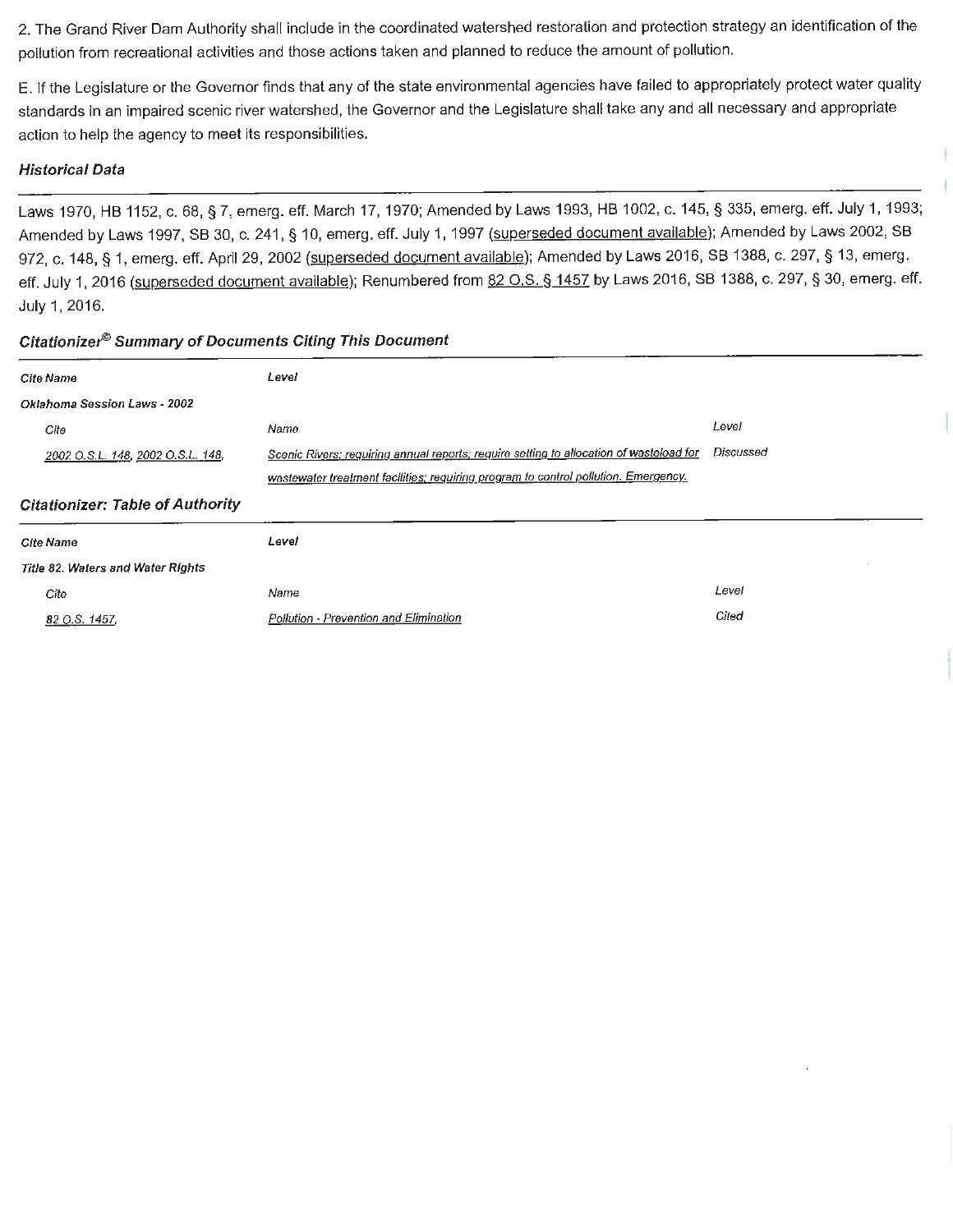2. The Grand River Dam Authority shall include in the coordinated watershed restoration and protection strategy an identification of the pollution from recreational activities and those actions taken and planned to reduce the amount of pollution.

E. If the Legislature or the Governor finds that any of the state environmental agencies have failed to appropriately protect water quality standards in an impaired scenic river watershed, the Governor and the Legislature shall take any and all necessary and appropriate action to help the agency to meet its responsibilities.

### *Historical Data*

Laws 1970, HB 1152, c. 68, § 7, emerg. eff. March 17, 1970; Amended by Laws 1993, HB 1002, c. 145, § 335, emerg. eff. July 1, 1993; Amended by Laws 1997, SB 30, c. 241, § 10, emerg. eff. July 1, 1997 (superseded document available); Amended by Laws 2002, SB 972, c. 148, § 1, emerg. eff. April 29, 2002 (superseded document available); Amended by Laws 2016, SB 1388, c. 297, § 13, emerg. eff. July 1, 2016 (superseded document available); Renumbered from 82 O.S. § 1457 by Laws 2016, SB 1388, c. 297, § 30, emerg. eff. July 1, 2016.

### *Citationizer© Summary of Documents Citing This Document*

| Cite Name | Level | |
|---|---|---|
| *Oklahoma Session Laws - 2002* | | |
| Cite | Name | Level |
| 2002 O.S.L. 148, 2002 O.S.L. 148, | Scenic Rivers; requiring annual reports; require setting to allocation of wasteload for wastewater treatment facilities; requiring program to control pollution. Emergency. | Discussed |

### *Citationizer: Table of Authority*

| Cite Name | Level | |
|---|---|---|
| *Title 82. Waters and Water Rights* | | |
| Cite | Name | Level |
| 82 O.S. 1457, | Pollution - Prevention and Elimination | Cited |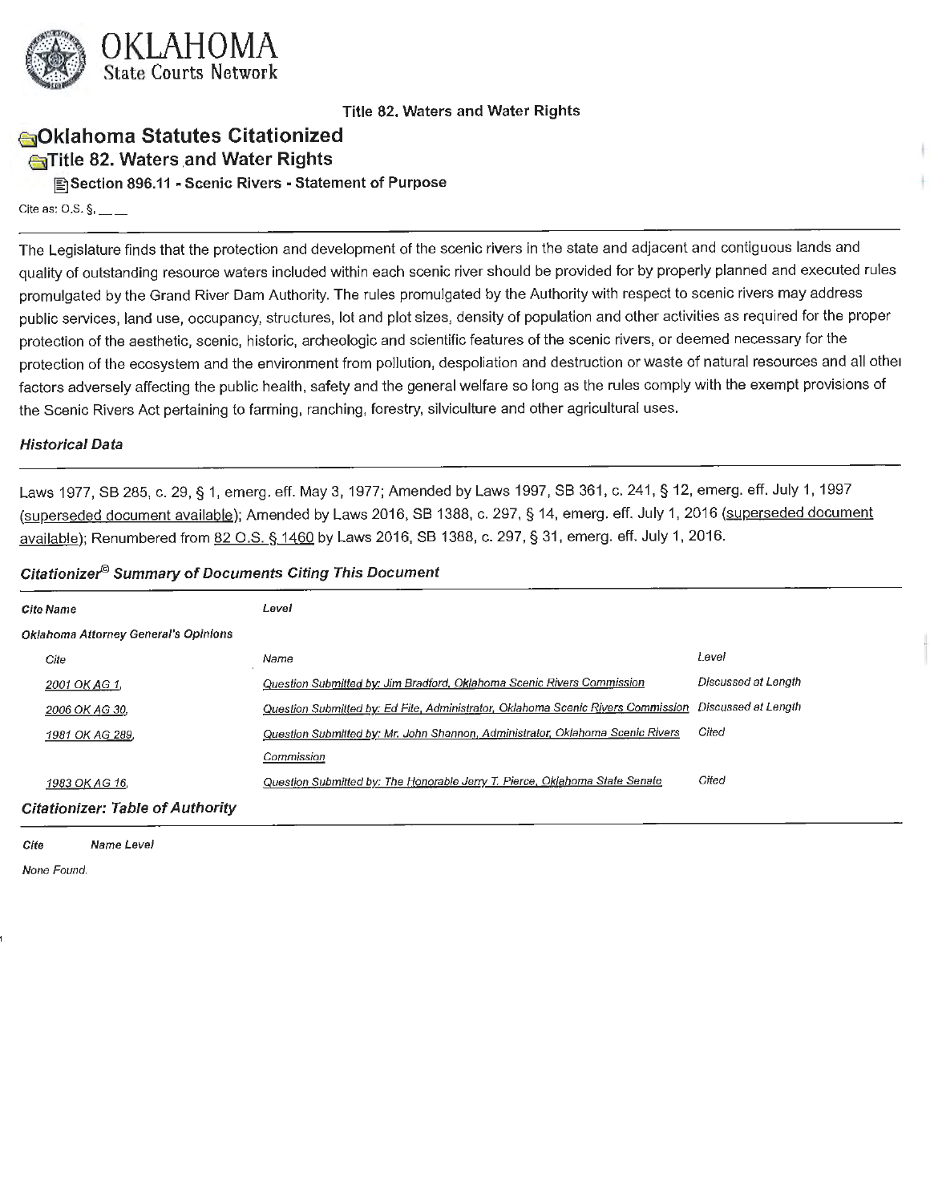Title 82. Waters and Water Rights

# Oklahoma Statutes Citationized

## Title 82. Waters and Water Rights

### Section 896.11 - Scenic Rivers - Statement of Purpose

Cite as: O.S. §, __ __

The Legislature finds that the protection and development of the scenic rivers in the state and adjacent and contiguous lands and quality of outstanding resource waters included within each scenic river should be provided for by properly planned and executed rules promulgated by the Grand River Dam Authority. The rules promulgated by the Authority with respect to scenic rivers may address public services, land use, occupancy, structures, lot and plot sizes, density of population and other activities as required for the proper protection of the aesthetic, scenic, historic, archeologic and scientific features of the scenic rivers, or deemed necessary for the protection of the ecosystem and the environment from pollution, despoliation and destruction or waste of natural resources and all other factors adversely affecting the public health, safety and the general welfare so long as the rules comply with the exempt provisions of the Scenic Rivers Act pertaining to farming, ranching, forestry, silviculture and other agricultural uses.

#### *Historical Data*

Laws 1977, SB 285, c. 29, § 1, emerg. eff. May 3, 1977; Amended by Laws 1997, SB 361, c. 241, § 12, emerg. eff. July 1, 1997 (superseded document available); Amended by Laws 2016, SB 1388, c. 297, § 14, emerg. eff. July 1, 2016 (superseded document available); Renumbered from 82 O.S. § 1460 by Laws 2016, SB 1388, c. 297, § 31, emerg. eff. July 1, 2016.

#### *Citationizer© Summary of Documents Citing This Document*

| *Cite Name* | *Level* | |
|---|---|---|
| *Oklahoma Attorney General's Opinions* | | |
| *Cite* | *Name* | *Level* |
| 2001 OK AG 1, | Question Submitted by: Jim Bradford, Oklahoma Scenic Rivers Commission | Discussed at Length |
| 2006 OK AG 30, | Question Submitted by: Ed Fite, Administrator, Oklahoma Scenic Rivers Commission | Discussed at Length |
| 1981 OK AG 289, | Question Submitted by: Mr. John Shannon, Administrator, Oklahoma Scenic Rivers Commission | Cited |
| 1983 OK AG 16, | Question Submitted by: The Honorable Jerry T. Pierce, Oklahoma State Senate | Cited |

#### *Citationizer: Table of Authority*

| *Cite* | *Name* | *Level* |
|---|---|---|

*None Found.*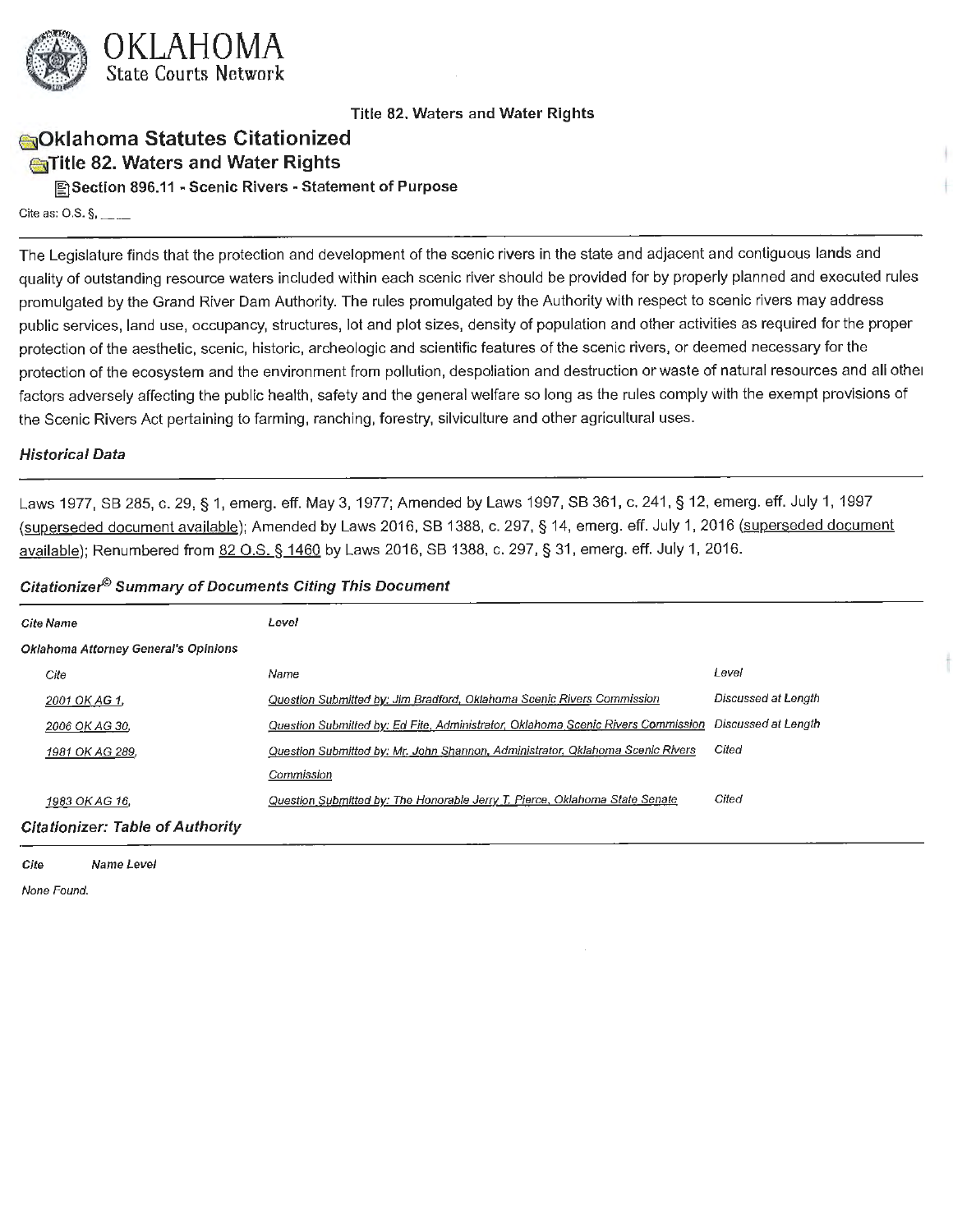OKLAHOMA
State Courts Network

Title 82. Waters and Water Rights

# Oklahoma Statutes Citationized

## Title 82. Waters and Water Rights

### Section 896.11 - Scenic Rivers - Statement of Purpose

Cite as: O.S. §, __ __

The Legislature finds that the protection and development of the scenic rivers in the state and adjacent and contiguous lands and quality of outstanding resource waters included within each scenic river should be provided for by properly planned and executed rules promulgated by the Grand River Dam Authority. The rules promulgated by the Authority with respect to scenic rivers may address public services, land use, occupancy, structures, lot and plot sizes, density of population and other activities as required for the proper protection of the aesthetic, scenic, historic, archeologic and scientific features of the scenic rivers, or deemed necessary for the protection of the ecosystem and the environment from pollution, despoliation and destruction or waste of natural resources and all other factors adversely affecting the public health, safety and the general welfare so long as the rules comply with the exempt provisions of the Scenic Rivers Act pertaining to farming, ranching, forestry, silviculture and other agricultural uses.

#### *Historical Data*

Laws 1977, SB 285, c. 29, § 1, emerg. eff. May 3, 1977; Amended by Laws 1997, SB 361, c. 241, § 12, emerg. eff. July 1, 1997 (superseded document available); Amended by Laws 2016, SB 1388, c. 297, § 14, emerg. eff. July 1, 2016 (superseded document available); Renumbered from 82 O.S. § 1460 by Laws 2016, SB 1388, c. 297, § 31, emerg. eff. July 1, 2016.

#### *Citationizer© Summary of Documents Citing This Document*

| Cite Name | Level | |
|---|---|---|
| **Oklahoma Attorney General's Opinions** | | |
| Cite | Name | Level |
| 2001 OK AG 1, | Question Submitted by: Jim Bradford, Oklahoma Scenic Rivers Commission | Discussed at Length |
| 2006 OK AG 30, | Question Submitted by: Ed Fite, Administrator, Oklahoma Scenic Rivers Commission | Discussed at Length |
| 1981 OK AG 289, | Question Submitted by: Mr. John Shannon, Administrator, Oklahoma Scenic Rivers Commission | Cited |
| 1983 OK AG 16, | Question Submitted by: The Honorable Jerry T. Pierce, Oklahoma State Senate | Cited |

#### *Citationizer: Table of Authority*

| Cite | Name Level |
|---|---|
| None Found. | |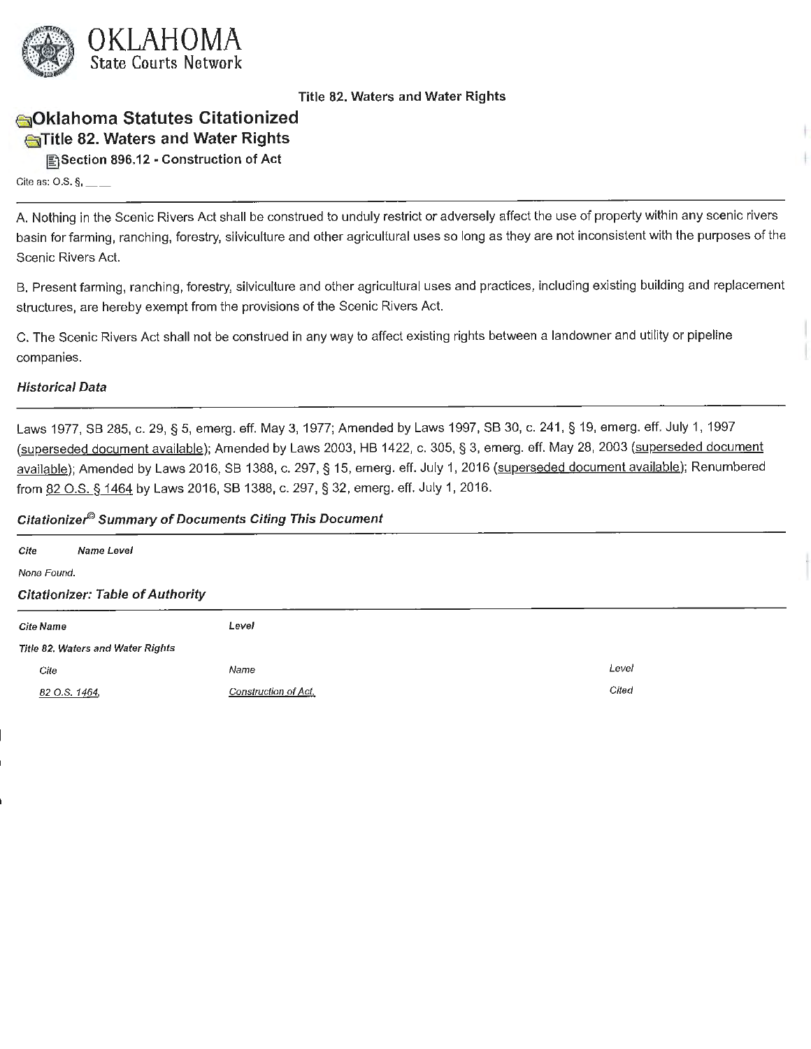OKLAHOMA
State Courts Network

Title 82. Waters and Water Rights

# Oklahoma Statutes Citationized

## Title 82. Waters and Water Rights

### Section 896.12 - Construction of Act

Cite as: O.S. §, __ __

A. Nothing in the Scenic Rivers Act shall be construed to unduly restrict or adversely affect the use of property within any scenic rivers basin for farming, ranching, forestry, silviculture and other agricultural uses so long as they are not inconsistent with the purposes of the Scenic Rivers Act.

B. Present farming, ranching, forestry, silviculture and other agricultural uses and practices, including existing building and replacement structures, are hereby exempt from the provisions of the Scenic Rivers Act.

C. The Scenic Rivers Act shall not be construed in any way to affect existing rights between a landowner and utility or pipeline companies.

#### *Historical Data*

Laws 1977, SB 285, c. 29, § 5, emerg. eff. May 3, 1977; Amended by Laws 1997, SB 30, c. 241, § 19, emerg. eff. July 1, 1997 (superseded document available); Amended by Laws 2003, HB 1422, c. 305, § 3, emerg. eff. May 28, 2003 (superseded document available); Amended by Laws 2016, SB 1388, c. 297, § 15, emerg. eff. July 1, 2016 (superseded document available); Renumbered from 82 O.S. § 1464 by Laws 2016, SB 1388, c. 297, § 32, emerg. eff. July 1, 2016.

#### *Citationizer© Summary of Documents Citing This Document*

| Cite | Name | Level |
|---|---|---|
| None Found. | | |

#### *Citationizer: Table of Authority*

| Cite Name | Level | |
|---|---|---|
| *Title 82. Waters and Water Rights* | | |
| *Cite* | *Name* | *Level* |
| 82 O.S. 1464, | Construction of Act. | Cited |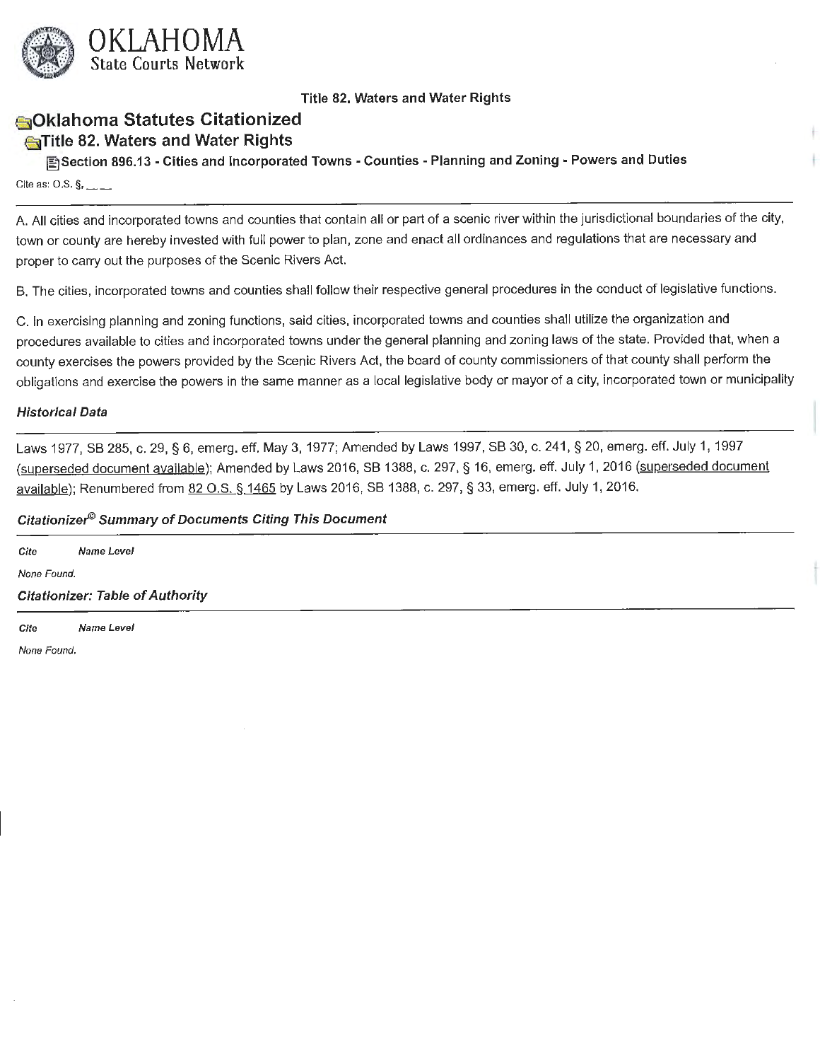OKLAHOMA
State Courts Network

Title 82. Waters and Water Rights

# Oklahoma Statutes Citationized

## Title 82. Waters and Water Rights

### Section 896.13 - Cities and Incorporated Towns - Counties - Planning and Zoning - Powers and Duties

Cite as: O.S. §, __ __

A. All cities and incorporated towns and counties that contain all or part of a scenic river within the jurisdictional boundaries of the city, town or county are hereby invested with full power to plan, zone and enact all ordinances and regulations that are necessary and proper to carry out the purposes of the Scenic Rivers Act.

B. The cities, incorporated towns and counties shall follow their respective general procedures in the conduct of legislative functions.

C. In exercising planning and zoning functions, said cities, incorporated towns and counties shall utilize the organization and procedures available to cities and incorporated towns under the general planning and zoning laws of the state. Provided that, when a county exercises the powers provided by the Scenic Rivers Act, the board of county commissioners of that county shall perform the obligations and exercise the powers in the same manner as a local legislative body or mayor of a city, incorporated town or municipality

#### *Historical Data*

Laws 1977, SB 285, c. 29, § 6, emerg. eff. May 3, 1977; Amended by Laws 1997, SB 30, c. 241, § 20, emerg. eff. July 1, 1997 (superseded document available); Amended by Laws 2016, SB 1388, c. 297, § 16, emerg. eff. July 1, 2016 (superseded document available); Renumbered from 82 O.S. § 1465 by Laws 2016, SB 1388, c. 297, § 33, emerg. eff. July 1, 2016.

#### *Citationizer© Summary of Documents Citing This Document*

| Cite | Name Level |
|---|---|
| None Found. | |

#### *Citationizer: Table of Authority*

| Cite | Name Level |
|---|---|
| None Found. | |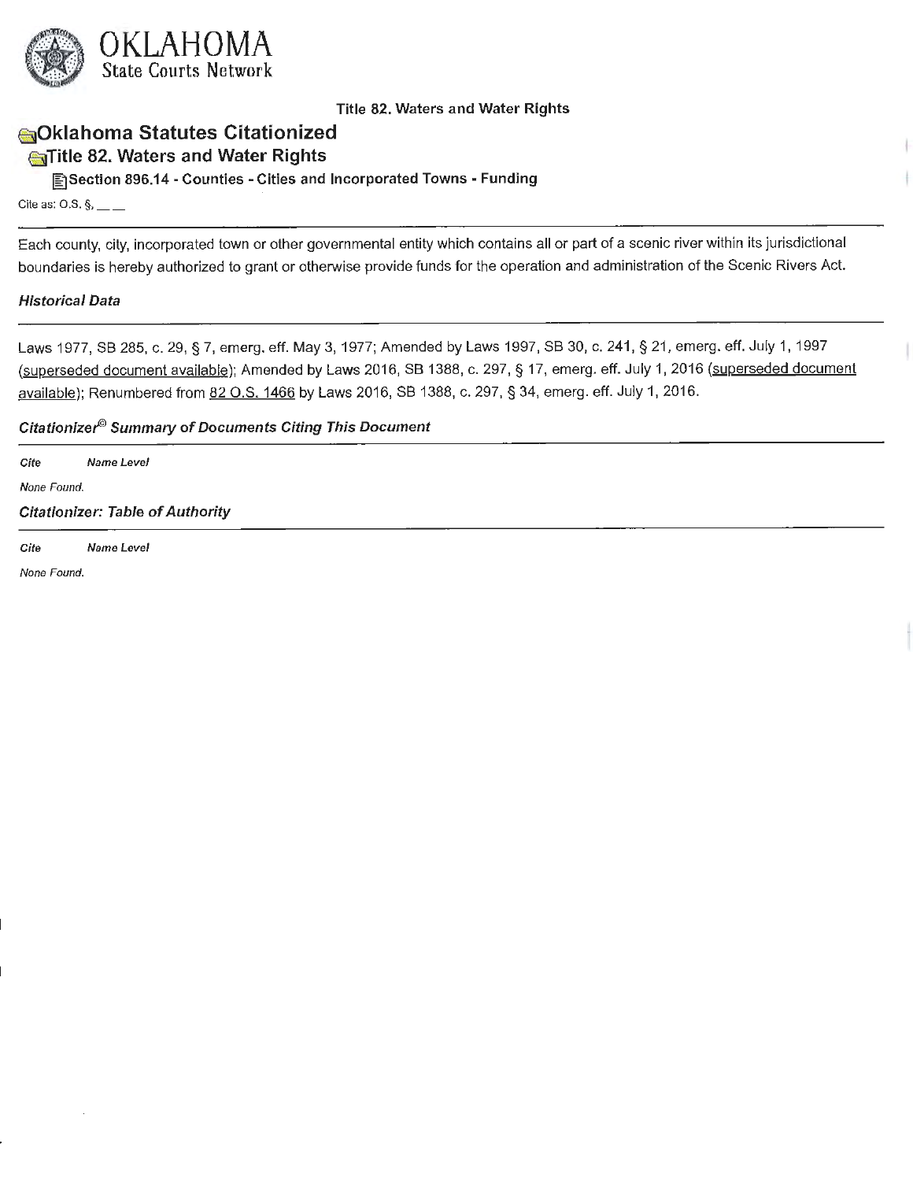OKLAHOMA
State Courts Network

Title 82. Waters and Water Rights

# Oklahoma Statutes Citationized

## Title 82. Waters and Water Rights

### Section 896.14 - Counties - Cities and Incorporated Towns - Funding

Cite as: O.S. §, __ __

Each county, city, incorporated town or other governmental entity which contains all or part of a scenic river within its jurisdictional boundaries is hereby authorized to grant or otherwise provide funds for the operation and administration of the Scenic Rivers Act.

***Historical Data***

Laws 1977, SB 285, c. 29, § 7, emerg. eff. May 3, 1977; Amended by Laws 1997, SB 30, c. 241, § 21, emerg. eff. July 1, 1997 (superseded document available); Amended by Laws 2016, SB 1388, c. 297, § 17, emerg. eff. July 1, 2016 (superseded document available); Renumbered from 82 O.S. 1466 by Laws 2016, SB 1388, c. 297, § 34, emerg. eff. July 1, 2016.

***Citationizer© Summary of Documents Citing This Document***

| Cite | Name | Level |
|---|---|---|
| None Found. | | |

***Citationizer: Table of Authority***

| Cite | Name | Level |
|---|---|---|
| None Found. | | |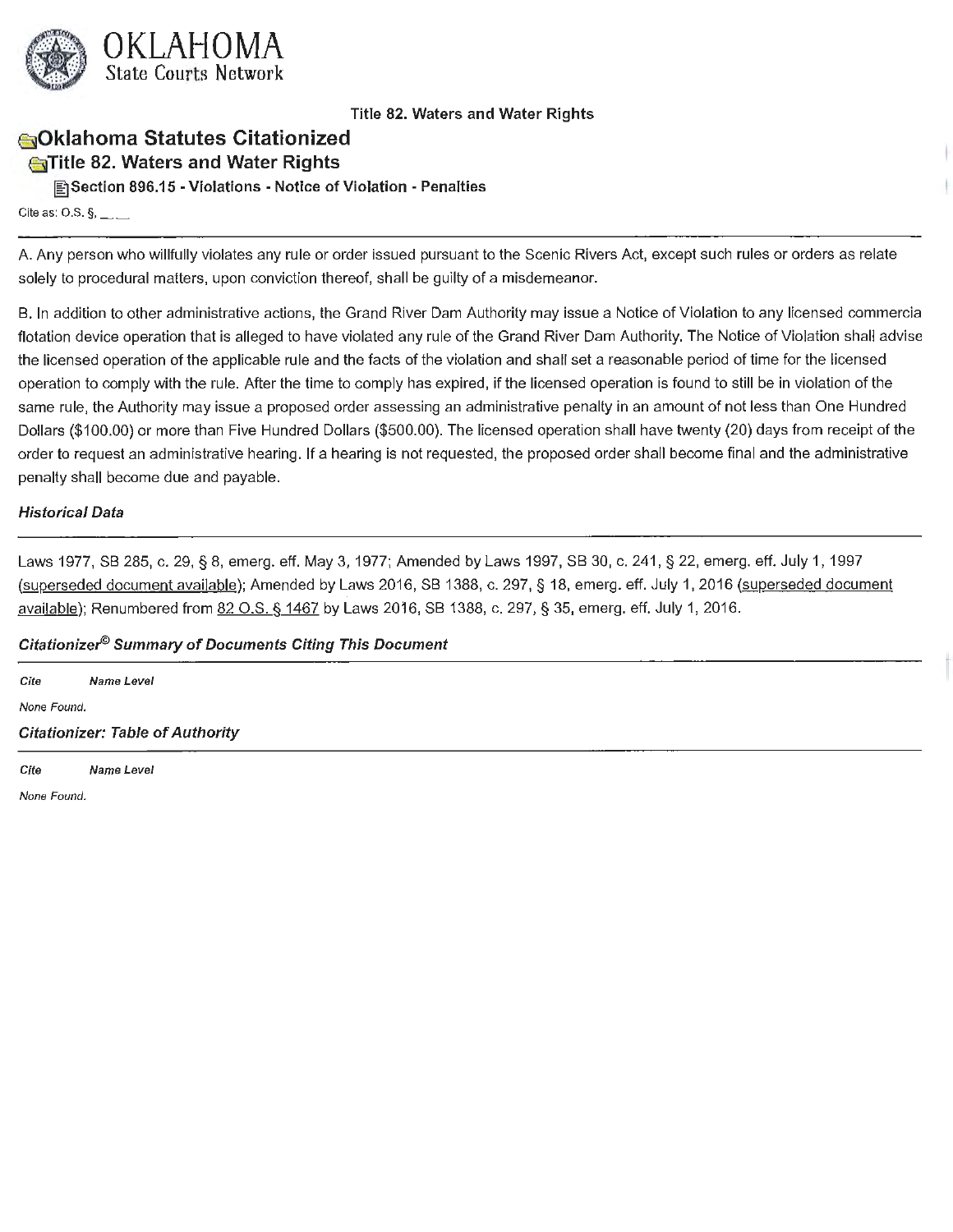OKLAHOMA
State Courts Network

Title 82. Waters and Water Rights

# Oklahoma Statutes Citationized

## Title 82. Waters and Water Rights

### Section 896.15 - Violations - Notice of Violation - Penalties

Cite as: O.S. §, __ __

A. Any person who willfully violates any rule or order issued pursuant to the Scenic Rivers Act, except such rules or orders as relate solely to procedural matters, upon conviction thereof, shall be guilty of a misdemeanor.

B. In addition to other administrative actions, the Grand River Dam Authority may issue a Notice of Violation to any licensed commercia flotation device operation that is alleged to have violated any rule of the Grand River Dam Authority. The Notice of Violation shall advise the licensed operation of the applicable rule and the facts of the violation and shall set a reasonable period of time for the licensed operation to comply with the rule. After the time to comply has expired, if the licensed operation is found to still be in violation of the same rule, the Authority may issue a proposed order assessing an administrative penalty in an amount of not less than One Hundred Dollars ($100.00) or more than Five Hundred Dollars ($500.00). The licensed operation shall have twenty (20) days from receipt of the order to request an administrative hearing. If a hearing is not requested, the proposed order shall become final and the administrative penalty shall become due and payable.

#### *Historical Data*

Laws 1977, SB 285, c. 29, § 8, emerg. eff. May 3, 1977; Amended by Laws 1997, SB 30, c. 241, § 22, emerg. eff. July 1, 1997 (superseded document available); Amended by Laws 2016, SB 1388, c. 297, § 18, emerg. eff. July 1, 2016 (superseded document available); Renumbered from 82 O.S. § 1467 by Laws 2016, SB 1388, c. 297, § 35, emerg. eff. July 1, 2016.

#### *Citationizer© Summary of Documents Citing This Document*

| *Cite* | *Name Level* |
|---|---|
| *None Found.* | |

#### *Citationizer: Table of Authority*

| *Cite* | *Name Level* |
|---|---|
| *None Found.* | |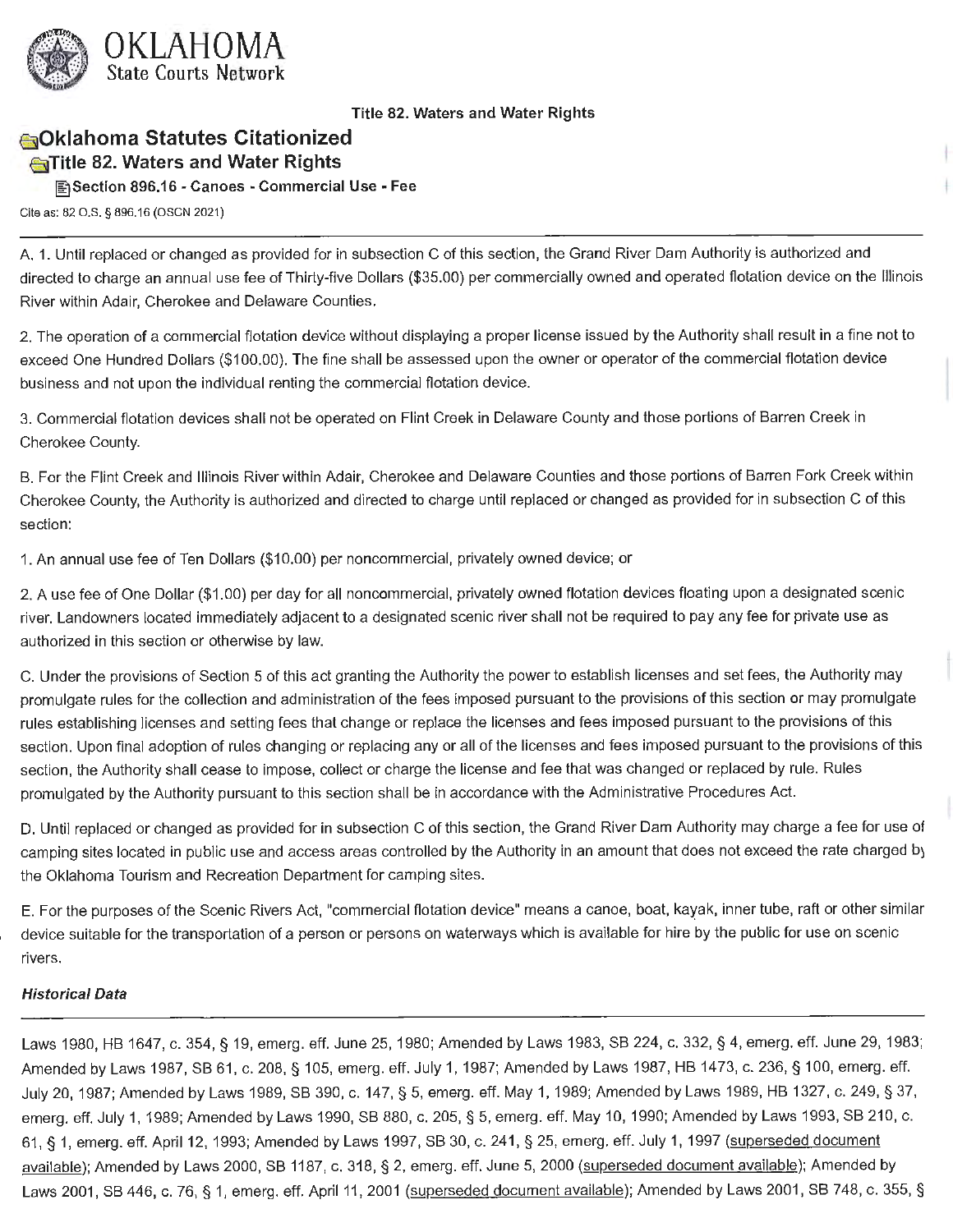OKLAHOMA
State Courts Network

Title 82. Waters and Water Rights

# Oklahoma Statutes Citationized

## Title 82. Waters and Water Rights

### Section 896.16 - Canoes - Commercial Use - Fee

Cite as: 82 O.S. § 896.16 (OSCN 2021)

---

A. 1. Until replaced or changed as provided for in subsection C of this section, the Grand River Dam Authority is authorized and directed to charge an annual use fee of Thirty-five Dollars ($35.00) per commercially owned and operated flotation device on the Illinois River within Adair, Cherokee and Delaware Counties.

2. The operation of a commercial flotation device without displaying a proper license issued by the Authority shall result in a fine not to exceed One Hundred Dollars ($100.00). The fine shall be assessed upon the owner or operator of the commercial flotation device business and not upon the individual renting the commercial flotation device.

3. Commercial flotation devices shall not be operated on Flint Creek in Delaware County and those portions of Barren Creek in Cherokee County.

B. For the Flint Creek and Illinois River within Adair, Cherokee and Delaware Counties and those portions of Barren Fork Creek within Cherokee County, the Authority is authorized and directed to charge until replaced or changed as provided for in subsection C of this section:

1. An annual use fee of Ten Dollars ($10.00) per noncommercial, privately owned device; or

2. A use fee of One Dollar ($1.00) per day for all noncommercial, privately owned flotation devices floating upon a designated scenic river. Landowners located immediately adjacent to a designated scenic river shall not be required to pay any fee for private use as authorized in this section or otherwise by law.

C. Under the provisions of Section 5 of this act granting the Authority the power to establish licenses and set fees, the Authority may promulgate rules for the collection and administration of the fees imposed pursuant to the provisions of this section or may promulgate rules establishing licenses and setting fees that change or replace the licenses and fees imposed pursuant to the provisions of this section. Upon final adoption of rules changing or replacing any or all of the licenses and fees imposed pursuant to the provisions of this section, the Authority shall cease to impose, collect or charge the license and fee that was changed or replaced by rule. Rules promulgated by the Authority pursuant to this section shall be in accordance with the Administrative Procedures Act.

D. Until replaced or changed as provided for in subsection C of this section, the Grand River Dam Authority may charge a fee for use of camping sites located in public use and access areas controlled by the Authority in an amount that does not exceed the rate charged by the Oklahoma Tourism and Recreation Department for camping sites.

E. For the purposes of the Scenic Rivers Act, "commercial flotation device" means a canoe, boat, kayak, inner tube, raft or other similar device suitable for the transportation of a person or persons on waterways which is available for hire by the public for use on scenic rivers.

#### *Historical Data*

---

Laws 1980, HB 1647, c. 354, § 19, emerg. eff. June 25, 1980; Amended by Laws 1983, SB 224, c. 332, § 4, emerg. eff. June 29, 1983; Amended by Laws 1987, SB 61, c. 208, § 105, emerg. eff. July 1, 1987; Amended by Laws 1987, HB 1473, c. 236, § 100, emerg. eff. July 20, 1987; Amended by Laws 1989, SB 390, c. 147, § 5, emerg. eff. May 1, 1989; Amended by Laws 1989, HB 1327, c. 249, § 37, emerg. eff. July 1, 1989; Amended by Laws 1990, SB 880, c. 205, § 5, emerg. eff. May 10, 1990; Amended by Laws 1993, SB 210, c. 61, § 1, emerg. eff. April 12, 1993; Amended by Laws 1997, SB 30, c. 241, § 25, emerg. eff. July 1, 1997 (superseded document available); Amended by Laws 2000, SB 1187, c. 318, § 2, emerg. eff. June 5, 2000 (superseded document available); Amended by Laws 2001, SB 446, c. 76, § 1, emerg. eff. April 11, 2001 (superseded document available); Amended by Laws 2001, SB 748, c. 355, §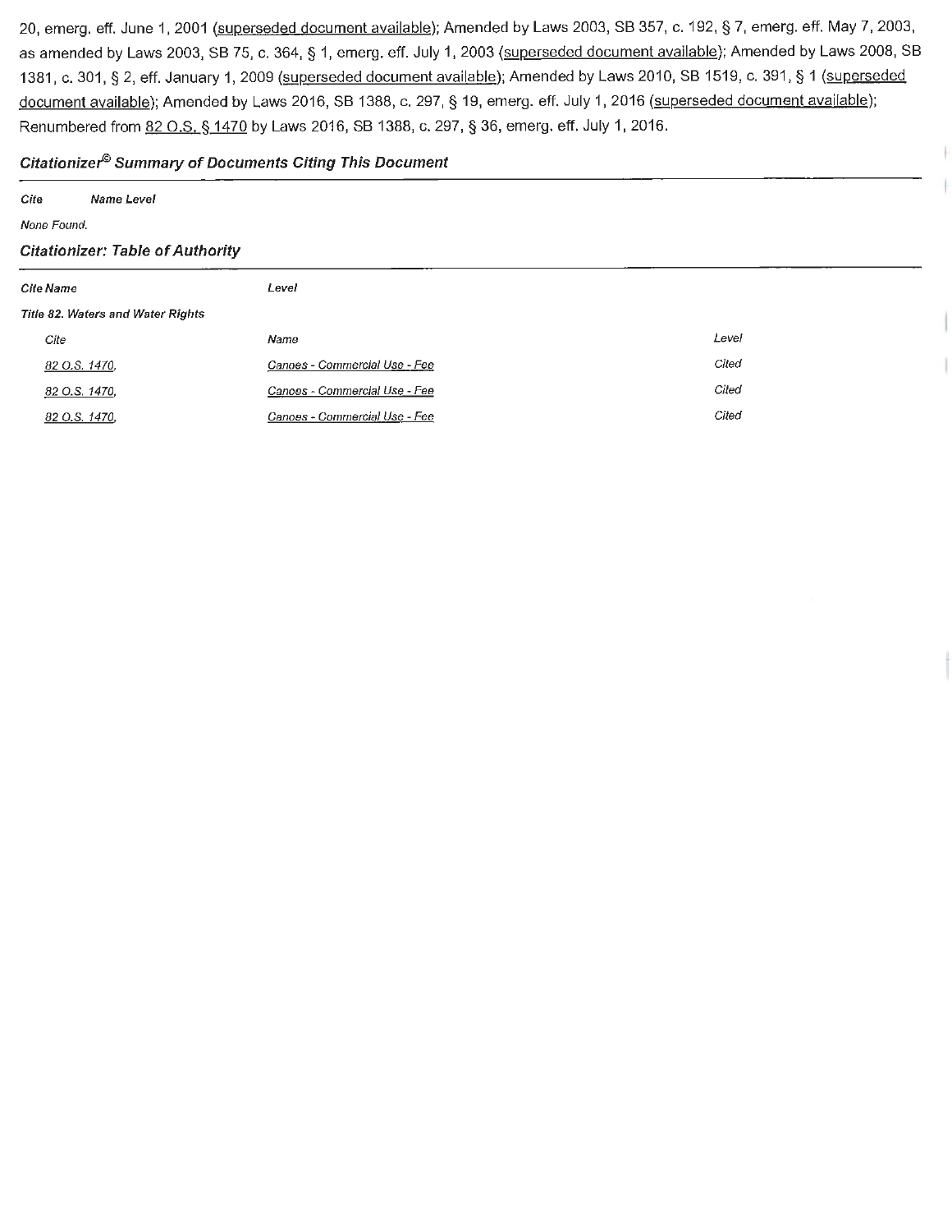20, emerg. eff. June 1, 2001 (superseded document available); Amended by Laws 2003, SB 357, c. 192, § 7, emerg. eff. May 7, 2003, as amended by Laws 2003, SB 75, c. 364, § 1, emerg. eff. July 1, 2003 (superseded document available); Amended by Laws 2008, SB 1381, c. 301, § 2, eff. January 1, 2009 (superseded document available); Amended by Laws 2010, SB 1519, c. 391, § 1 (superseded document available); Amended by Laws 2016, SB 1388, c. 297, § 19, emerg. eff. July 1, 2016 (superseded document available); Renumbered from 82 O.S. § 1470 by Laws 2016, SB 1388, c. 297, § 36, emerg. eff. July 1, 2016.

### *Citationizer© Summary of Documents Citing This Document*

| *Cite* | *Name* | *Level* |
|---|---|---|

*None Found.*

### *Citationizer: Table of Authority*

| *Cite Name* | *Level* | |
|---|---|---|
| ***Title 82. Waters and Water Rights*** | | |
| *Cite* | *Name* | *Level* |
| *82 O.S. 1470,* | *Canoes - Commercial Use - Fee* | *Cited* |
| *82 O.S. 1470,* | *Canoes - Commercial Use - Fee* | *Cited* |
| *82 O.S. 1470,* | *Canoes - Commercial Use - Fee* | *Cited* |